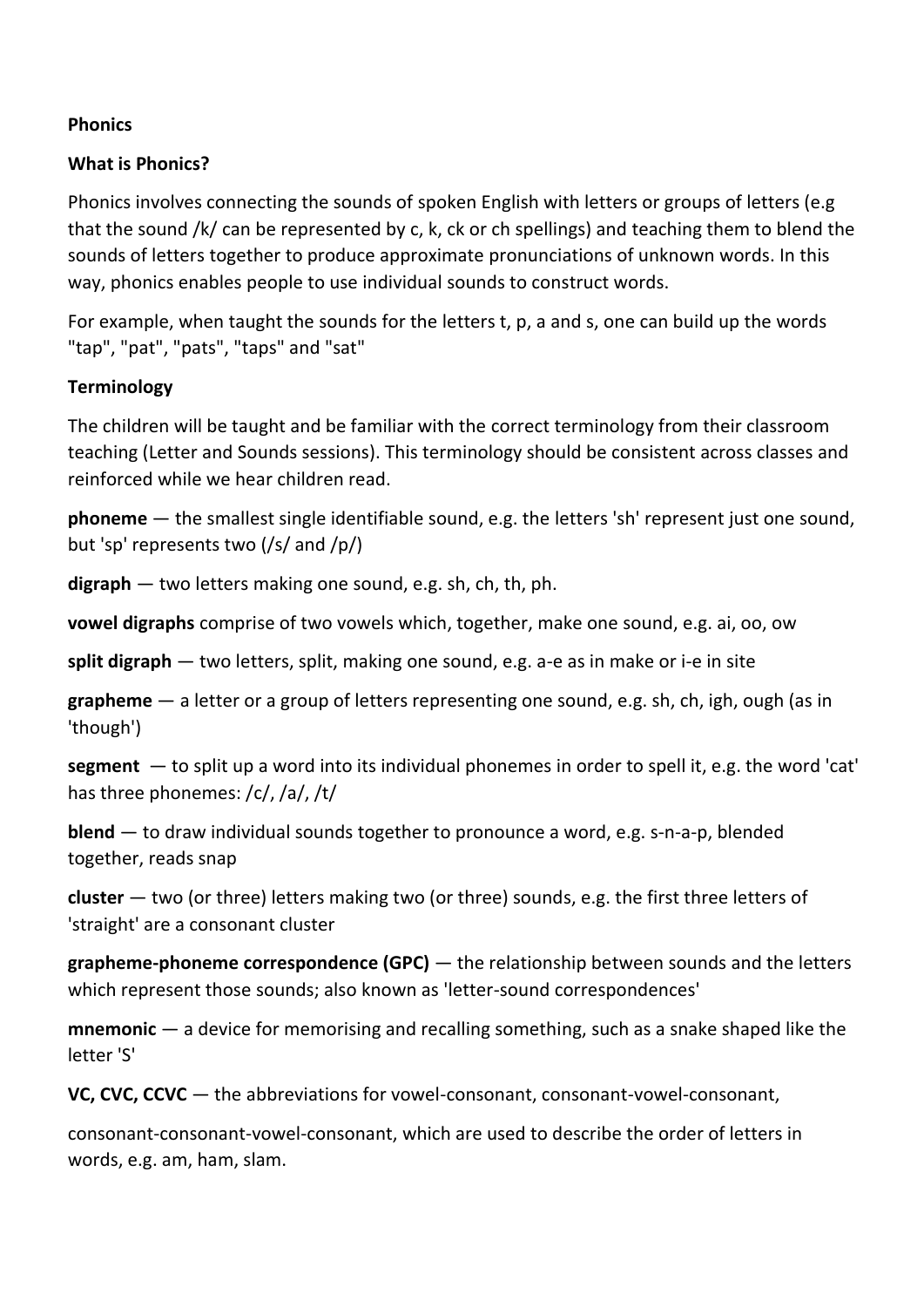**Phonics**

**What is Phonics?**

Phonics involves connecting the sounds of spoken English with letters or groups of letters (e.g that the sound /k/ can be represented by c, k, ck or ch spellings) and teaching them to blend the sounds of letters together to produce approximate pronunciations of unknown words. In this way, phonics enables people to use individual sounds to construct words.

For example, when taught the sounds for the letters t, p, a and s, one can build up the words "tap", "pat", "pats", "taps" and "sat"

**Terminology**

The children will be taught and be familiar with the correct terminology from their classroom teaching (Letter and Sounds sessions). This terminology should be consistent across classes and reinforced while we hear children read.

**phoneme** — the smallest single identifiable sound, e.g. the letters 'sh' represent just one sound, but 'sp' represents two (/s/ and /p/)

**digraph** — two letters making one sound, e.g. sh, ch, th, ph.

**vowel digraphs** comprise of two vowels which, together, make one sound, e.g. ai, oo, ow

**split digraph** — two letters, split, making one sound, e.g. a-e as in make or i-e in site

**grapheme** — a letter or a group of letters representing one sound, e.g. sh, ch, igh, ough (as in 'though')

**segment** — to split up a word into its individual phonemes in order to spell it, e.g. the word 'cat' has three phonemes: /c/, /a/, /t/

**blend** — to draw individual sounds together to pronounce a word, e.g. s-n-a-p, blended together, reads snap

**cluster** — two (or three) letters making two (or three) sounds, e.g. the first three letters of 'straight' are a consonant cluster

**grapheme-phoneme correspondence (GPC)** — the relationship between sounds and the letters which represent those sounds; also known as 'letter-sound correspondences'

**mnemonic** — a device for memorising and recalling something, such as a snake shaped like the letter 'S'

**VC, CVC, CCVC** — the abbreviations for vowel-consonant, consonant-vowel-consonant,

consonant-consonant-vowel-consonant, which are used to describe the order of letters in words, e.g. am, ham, slam.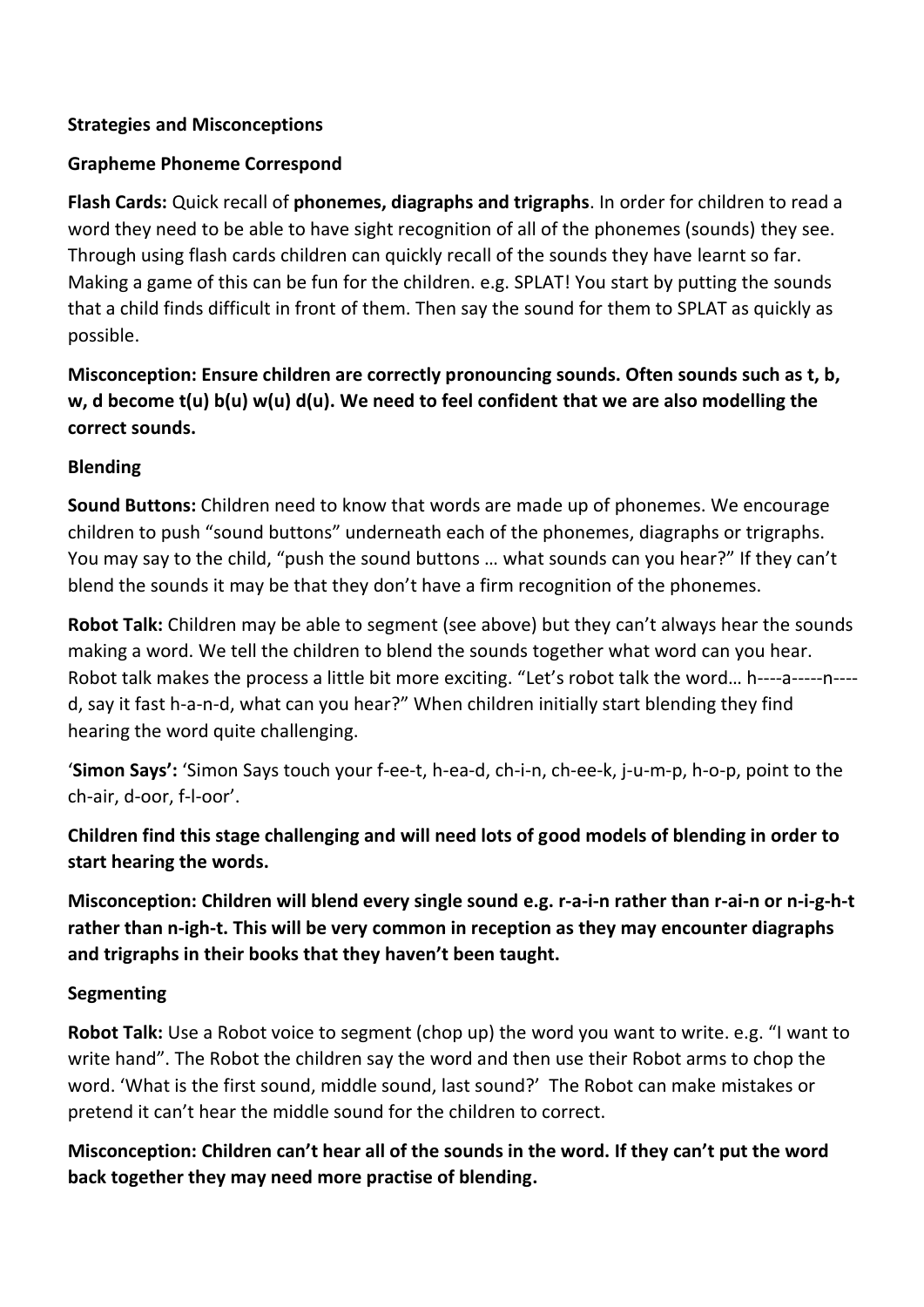**Strategies and Misconceptions**

**Grapheme Phoneme Correspond**

**Flash Cards:** Quick recall of **phonemes, diagraphs and trigraphs**. In order for children to read a word they need to be able to have sight recognition of all of the phonemes (sounds) they see. Through using flash cards children can quickly recall of the sounds they have learnt so far. Making a game of this can be fun for the children. e.g. SPLAT! You start by putting the sounds that a child finds difficult in front of them. Then say the sound for them to SPLAT as quickly as possible.

**Misconception: Ensure children are correctly pronouncing sounds. Often sounds such as t, b, w, d become t(u) b(u) w(u) d(u). We need to feel confident that we are also modelling the correct sounds.**

**Blending**

**Sound Buttons:** Children need to know that words are made up of phonemes. We encourage children to push "sound buttons" underneath each of the phonemes, diagraphs or trigraphs. You may say to the child, "push the sound buttons … what sounds can you hear?" If they can't blend the sounds it may be that they don't have a firm recognition of the phonemes.

**Robot Talk:** Children may be able to segment (see above) but they can't always hear the sounds making a word. We tell the children to blend the sounds together what word can you hear. Robot talk makes the process a little bit more exciting. "Let's robot talk the word… h----a-----n----d, say it fast h-a-n-d, what can you hear?" When children initially start blending they find hearing the word quite challenging.

'**Simon Says':** 'Simon Says touch your f-ee-t, h-ea-d, ch-i-n, ch-ee-k, j-u-m-p, h-o-p, point to the ch-air, d-oor, f-l-oor'.

**Children find this stage challenging and will need lots of good models of blending in order to start hearing the words.**

**Misconception: Children will blend every single sound e.g. r-a-i-n rather than r-ai-n or n-i-g-h-t rather than n-igh-t. This will be very common in reception as they may encounter diagraphs and trigraphs in their books that they haven't been taught.**

**Segmenting**

**Robot Talk:** Use a Robot voice to segment (chop up) the word you want to write. e.g. "I want to write hand". The Robot the children say the word and then use their Robot arms to chop the word. 'What is the first sound, middle sound, last sound?' The Robot can make mistakes or pretend it can't hear the middle sound for the children to correct.

**Misconception: Children can't hear all of the sounds in the word. If they can't put the word back together they may need more practise of blending.**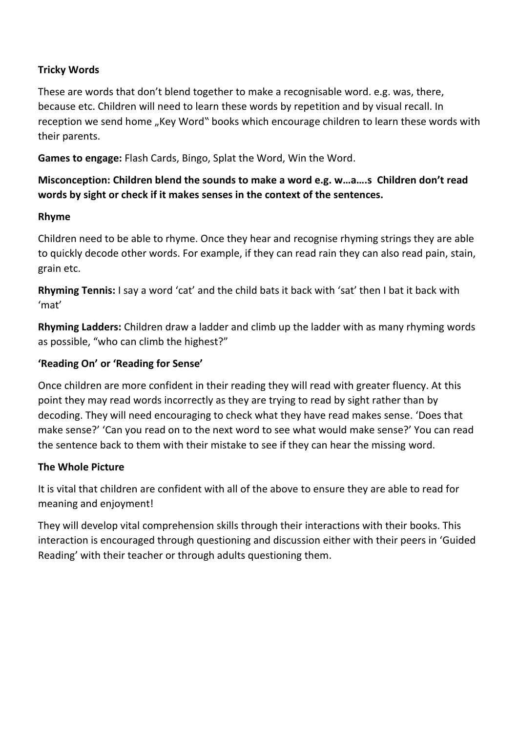**Tricky Words**

These are words that don't blend together to make a recognisable word. e.g. was, there, because etc. Children will need to learn these words by repetition and by visual recall. In reception we send home „Key Word" books which encourage children to learn these words with their parents.

**Games to engage:** Flash Cards, Bingo, Splat the Word, Win the Word.

**Misconception: Children blend the sounds to make a word e.g. w…a….s Children don't read words by sight or check if it makes senses in the context of the sentences.**

**Rhyme**

Children need to be able to rhyme. Once they hear and recognise rhyming strings they are able to quickly decode other words. For example, if they can read rain they can also read pain, stain, grain etc.

**Rhyming Tennis:** I say a word 'cat' and the child bats it back with 'sat' then I bat it back with 'mat'

**Rhyming Ladders:** Children draw a ladder and climb up the ladder with as many rhyming words as possible, "who can climb the highest?"

**'Reading On' or 'Reading for Sense'**

Once children are more confident in their reading they will read with greater fluency. At this point they may read words incorrectly as they are trying to read by sight rather than by decoding. They will need encouraging to check what they have read makes sense. 'Does that make sense?' 'Can you read on to the next word to see what would make sense?' You can read the sentence back to them with their mistake to see if they can hear the missing word.

**The Whole Picture**

It is vital that children are confident with all of the above to ensure they are able to read for meaning and enjoyment!

They will develop vital comprehension skills through their interactions with their books. This interaction is encouraged through questioning and discussion either with their peers in 'Guided Reading' with their teacher or through adults questioning them.